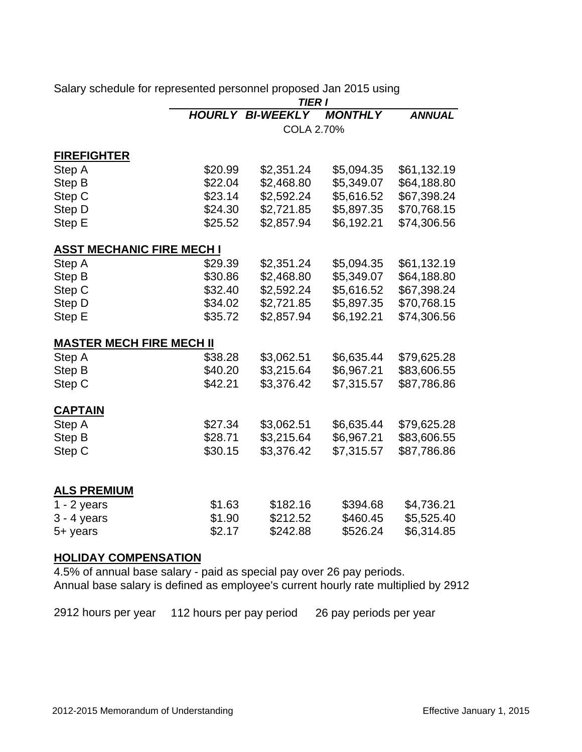Salary schedule for represented personnel proposed Jan 2015 using

| | ***TIER I*** | | | |
|---|---|---|---|---|
| | ***HOURLY*** | ***BI-WEEKLY*** | ***MONTHLY*** | ***ANNUAL*** |
| | | COLA 2.70% | | |
| **FIREFIGHTER** | | | | |
| Step A | $20.99 | $2,351.24 | $5,094.35 | $61,132.19 |
| Step B | $22.04 | $2,468.80 | $5,349.07 | $64,188.80 |
| Step C | $23.14 | $2,592.24 | $5,616.52 | $67,398.24 |
| Step D | $24.30 | $2,721.85 | $5,897.35 | $70,768.15 |
| Step E | $25.52 | $2,857.94 | $6,192.21 | $74,306.56 |
| **ASST MECHANIC FIRE MECH I** | | | | |
| Step A | $29.39 | $2,351.24 | $5,094.35 | $61,132.19 |
| Step B | $30.86 | $2,468.80 | $5,349.07 | $64,188.80 |
| Step C | $32.40 | $2,592.24 | $5,616.52 | $67,398.24 |
| Step D | $34.02 | $2,721.85 | $5,897.35 | $70,768.15 |
| Step E | $35.72 | $2,857.94 | $6,192.21 | $74,306.56 |
| **MASTER MECH FIRE MECH II** | | | | |
| Step A | $38.28 | $3,062.51 | $6,635.44 | $79,625.28 |
| Step B | $40.20 | $3,215.64 | $6,967.21 | $83,606.55 |
| Step C | $42.21 | $3,376.42 | $7,315.57 | $87,786.86 |
| **CAPTAIN** | | | | |
| Step A | $27.34 | $3,062.51 | $6,635.44 | $79,625.28 |
| Step B | $28.71 | $3,215.64 | $6,967.21 | $83,606.55 |
| Step C | $30.15 | $3,376.42 | $7,315.57 | $87,786.86 |
| **ALS PREMIUM** | | | | |
| 1 - 2 years | $1.63 | $182.16 | $394.68 | $4,736.21 |
| 3 - 4 years | $1.90 | $212.52 | $460.45 | $5,525.40 |
| 5+ years | $2.17 | $242.88 | $526.24 | $6,314.85 |

**HOLIDAY COMPENSATION**

4.5% of annual base salary - paid as special pay over 26 pay periods.
Annual base salary is defined as employee's current hourly rate multiplied by 2912

2912 hours per year 112 hours per pay period 26 pay periods per year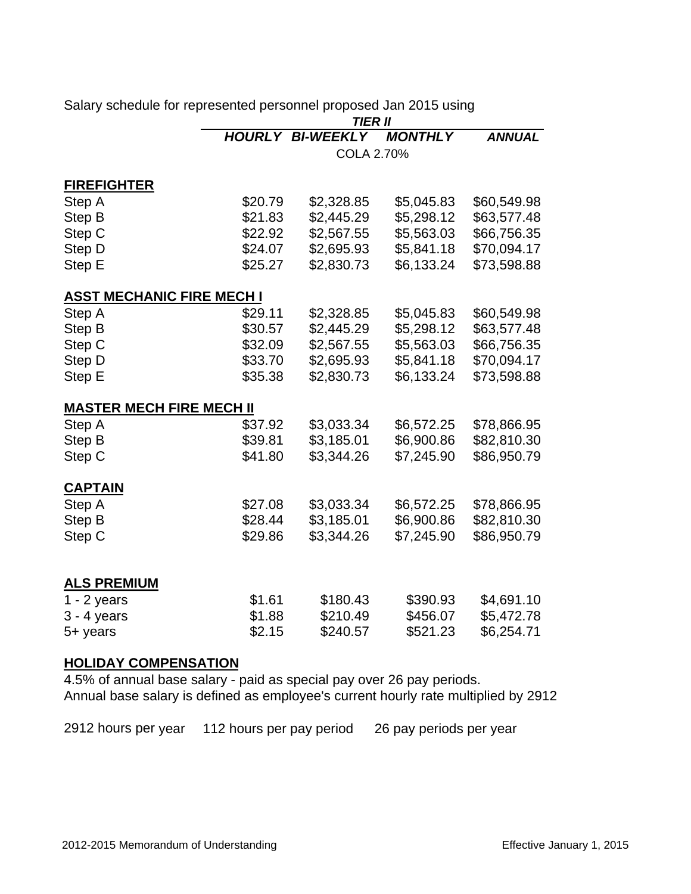Salary schedule for represented personnel proposed Jan 2015 using

| | TIER II | | | |
|---|---|---|---|---|
| | ***HOURLY*** | ***BI-WEEKLY*** | ***MONTHLY*** | ***ANNUAL*** |
| | COLA 2.70% | | | |
| **FIREFIGHTER** | | | | |
| Step A | $20.79 | $2,328.85 | $5,045.83 | $60,549.98 |
| Step B | $21.83 | $2,445.29 | $5,298.12 | $63,577.48 |
| Step C | $22.92 | $2,567.55 | $5,563.03 | $66,756.35 |
| Step D | $24.07 | $2,695.93 | $5,841.18 | $70,094.17 |
| Step E | $25.27 | $2,830.73 | $6,133.24 | $73,598.88 |
| **ASST MECHANIC FIRE MECH I** | | | | |
| Step A | $29.11 | $2,328.85 | $5,045.83 | $60,549.98 |
| Step B | $30.57 | $2,445.29 | $5,298.12 | $63,577.48 |
| Step C | $32.09 | $2,567.55 | $5,563.03 | $66,756.35 |
| Step D | $33.70 | $2,695.93 | $5,841.18 | $70,094.17 |
| Step E | $35.38 | $2,830.73 | $6,133.24 | $73,598.88 |
| **MASTER MECH FIRE MECH II** | | | | |
| Step A | $37.92 | $3,033.34 | $6,572.25 | $78,866.95 |
| Step B | $39.81 | $3,185.01 | $6,900.86 | $82,810.30 |
| Step C | $41.80 | $3,344.26 | $7,245.90 | $86,950.79 |
| **CAPTAIN** | | | | |
| Step A | $27.08 | $3,033.34 | $6,572.25 | $78,866.95 |
| Step B | $28.44 | $3,185.01 | $6,900.86 | $82,810.30 |
| Step C | $29.86 | $3,344.26 | $7,245.90 | $86,950.79 |
| **ALS PREMIUM** | | | | |
| 1 - 2 years | $1.61 | $180.43 | $390.93 | $4,691.10 |
| 3 - 4 years | $1.88 | $210.49 | $456.07 | $5,472.78 |
| 5+ years | $2.15 | $240.57 | $521.23 | $6,254.71 |

**HOLIDAY COMPENSATION**

4.5% of annual base salary - paid as special pay over 26 pay periods.
Annual base salary is defined as employee's current hourly rate multiplied by 2912

2912 hours per year 112 hours per pay period 26 pay periods per year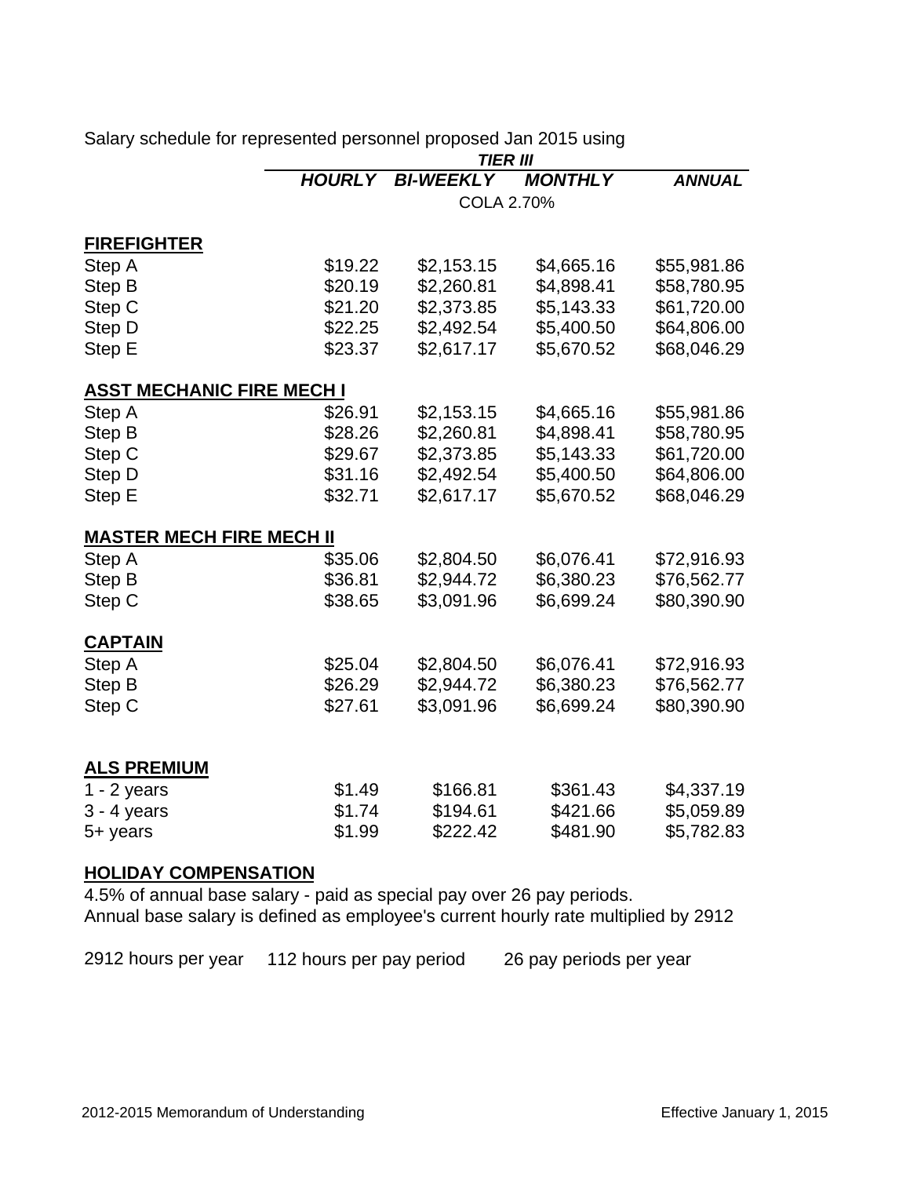Salary schedule for represented personnel proposed Jan 2015 using

| | ***TIER III*** | | | |
|---|---|---|---|---|
| | ***HOURLY*** | ***BI-WEEKLY*** | ***MONTHLY*** | ***ANNUAL*** |
| | COLA 2.70% | | | |
| **FIREFIGHTER** | | | | |
| Step A | $19.22 | $2,153.15 | $4,665.16 | $55,981.86 |
| Step B | $20.19 | $2,260.81 | $4,898.41 | $58,780.95 |
| Step C | $21.20 | $2,373.85 | $5,143.33 | $61,720.00 |
| Step D | $22.25 | $2,492.54 | $5,400.50 | $64,806.00 |
| Step E | $23.37 | $2,617.17 | $5,670.52 | $68,046.29 |
| **ASST MECHANIC FIRE MECH I** | | | | |
| Step A | $26.91 | $2,153.15 | $4,665.16 | $55,981.86 |
| Step B | $28.26 | $2,260.81 | $4,898.41 | $58,780.95 |
| Step C | $29.67 | $2,373.85 | $5,143.33 | $61,720.00 |
| Step D | $31.16 | $2,492.54 | $5,400.50 | $64,806.00 |
| Step E | $32.71 | $2,617.17 | $5,670.52 | $68,046.29 |
| **MASTER MECH FIRE MECH II** | | | | |
| Step A | $35.06 | $2,804.50 | $6,076.41 | $72,916.93 |
| Step B | $36.81 | $2,944.72 | $6,380.23 | $76,562.77 |
| Step C | $38.65 | $3,091.96 | $6,699.24 | $80,390.90 |
| **CAPTAIN** | | | | |
| Step A | $25.04 | $2,804.50 | $6,076.41 | $72,916.93 |
| Step B | $26.29 | $2,944.72 | $6,380.23 | $76,562.77 |
| Step C | $27.61 | $3,091.96 | $6,699.24 | $80,390.90 |
| **ALS PREMIUM** | | | | |
| 1 - 2 years | $1.49 | $166.81 | $361.43 | $4,337.19 |
| 3 - 4 years | $1.74 | $194.61 | $421.66 | $5,059.89 |
| 5+ years | $1.99 | $222.42 | $481.90 | $5,782.83 |

**HOLIDAY COMPENSATION**

4.5% of annual base salary - paid as special pay over 26 pay periods.
Annual base salary is defined as employee's current hourly rate multiplied by 2912

2912 hours per year     112 hours per pay period     26 pay periods per year

2012-2015 Memorandum of Understanding     Effective January 1, 2015